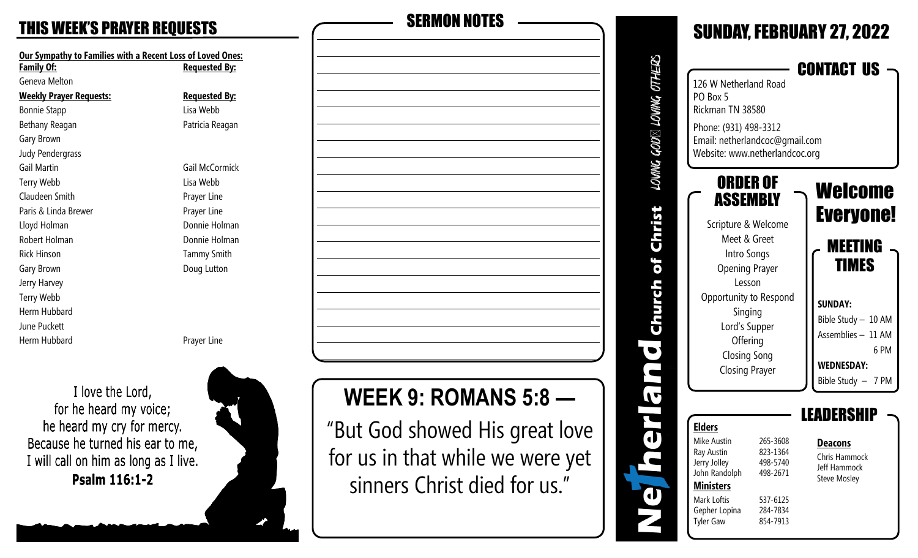## THIS WEEK'S PRAYER REQUESTS

**Our Sympathy to Families with a Recent Loss of Loved Ones:**

| Family Of: | Requested By: |
|---|---|
| Geneva Melton | |

| Weekly Prayer Requests: | Requested By: |
|---|---|
| Bonnie Stapp | Lisa Webb |
| Bethany Reagan | Patricia Reagan |
| Gary Brown | |
| Judy Pendergrass | |
| Gail Martin | Gail McCormick |
| Terry Webb | Lisa Webb |
| Claudeen Smith | Prayer Line |
| Paris & Linda Brewer | Prayer Line |
| Lloyd Holman | Donnie Holman |
| Robert Holman | Donnie Holman |
| Rick Hinson | Tammy Smith |
| Gary Brown | Doug Lutton |
| Jerry Harvey | |
| Terry Webb | |
| Herm Hubbard | |
| June Puckett | |
| Herm Hubbard | Prayer Line |

I love the Lord,
for he heard my voice;
he heard my cry for mercy.
Because he turned his ear to me,
I will call on him as long as I live.
**Psalm 116:1-2**

## SERMON NOTES

## WEEK 9: ROMANS 5:8 —

"But God showed His great love for us in that while we were yet sinners Christ died for us."

**Netherland Church of Christ** — LOVING GOD⊠ LOVING OTHERS

## SUNDAY, FEBRUARY 27, 2022

### CONTACT US

126 W Netherland Road
PO Box 5
Rickman TN 38580

Phone: (931) 498-3312
Email: netherlandcoc@gmail.com
Website: www.netherlandcoc.org

### ORDER OF ASSEMBLY

Scripture & Welcome
Meet & Greet
Intro Songs
Opening Prayer
Lesson
Opportunity to Respond
Singing
Lord's Supper
Offering
Closing Song
Closing Prayer

### Welcome Everyone!

### MEETING TIMES

**SUNDAY:**
Bible Study – 10 AM
Assemblies – 11 AM
6 PM

**WEDNESDAY:**
Bible Study – 7 PM

### LEADERSHIP

**Elders**

| | |
|---|---|
| Mike Austin | 265-3608 |
| Ray Austin | 823-1364 |
| Jerry Jolley | 498-5740 |
| John Randolph | 498-2671 |

**Ministers**

| | |
|---|---|
| Mark Loftis | 537-6125 |
| Gepher Lopina | 284-7834 |
| Tyler Gaw | 854-7913 |

**Deacons**

Chris Hammock
Jeff Hammock
Steve Mosley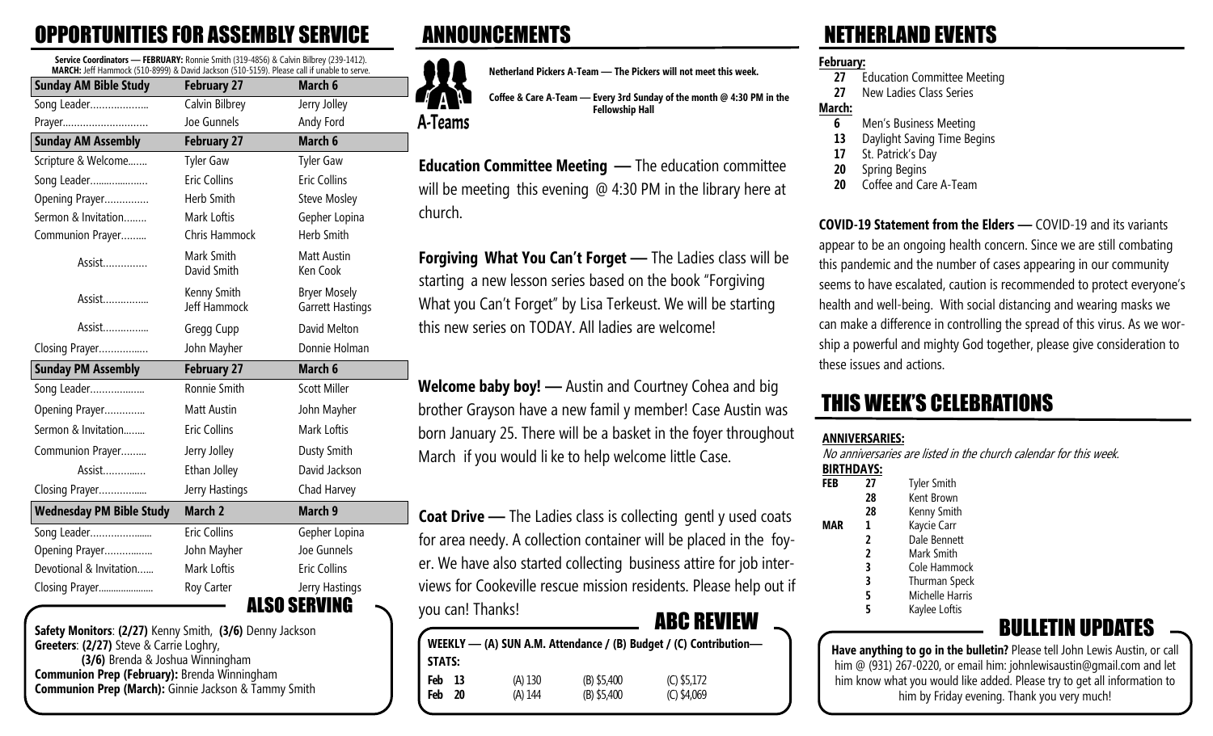# OPPORTUNITIES FOR ASSEMBLY SERVICE

**Service Coordinators — FEBRUARY:** Ronnie Smith (319-4856) & Calvin Bilbrey (239-1412). **MARCH:** Jeff Hammock (510-8999) & David Jackson (510-5159). Please call if unable to serve.

| **Sunday AM Bible Study** | **February 27** | **March 6** |
|---|---|---|
| Song Leader.................... | Calvin Bilbrey | Jerry Jolley |
| Prayer............................. | Joe Gunnels | Andy Ford |
| **Sunday AM Assembly** | **February 27** | **March 6** |
| Scripture & Welcome....... | Tyler Gaw | Tyler Gaw |
| Song Leader..................... | Eric Collins | Eric Collins |
| Opening Prayer............... | Herb Smith | Steve Mosley |
| Sermon & Invitation........ | Mark Loftis | Gepher Lopina |
| Communion Prayer......... | Chris Hammock | Herb Smith |
| Assist............... | Mark Smith, David Smith | Matt Austin, Ken Cook |
| Assist................ | Kenny Smith, Jeff Hammock | Bryer Mosely, Garrett Hastings |
| Assist................ | Gregg Cupp | David Melton |
| Closing Prayer................. | John Mayher | Donnie Holman |
| **Sunday PM Assembly** | **February 27** | **March 6** |
| Song Leader.................... | Ronnie Smith | Scott Miller |
| Opening Prayer.............. | Matt Austin | John Mayher |
| Sermon & Invitation........ | Eric Collins | Mark Loftis |
| Communion Prayer......... | Jerry Jolley | Dusty Smith |
| Assist............... | Ethan Jolley | David Jackson |
| Closing Prayer................ | Jerry Hastings | Chad Harvey |
| **Wednesday PM Bible Study** | **March 2** | **March 9** |
| Song Leader...................... | Eric Collins | Gepher Lopina |
| Opening Prayer................. | John Mayher | Joe Gunnels |
| Devotional & Invitation...... | Mark Loftis | Eric Collins |
| Closing Prayer..................... | Roy Carter | Jerry Hastings |

## ALSO SERVING

**Safety Monitors**: **(2/27)** Kenny Smith, **(3/6)** Denny Jackson
**Greeters**: **(2/27)** Steve & Carrie Loghry,
**(3/6)** Brenda & Joshua Winningham
**Communion Prep (February):** Brenda Winningham
**Communion Prep (March):** Ginnie Jackson & Tammy Smith

# ANNOUNCEMENTS

A-Teams

**Netherland Pickers A-Team — The Pickers will not meet this week.**

**Coffee & Care A-Team — Every 3rd Sunday of the month @ 4:30 PM in the Fellowship Hall**

**Education Committee Meeting —** The education committee will be meeting this evening @ 4:30 PM in the library here at church.

**Forgiving What You Can't Forget —** The Ladies class will be starting a new lesson series based on the book "Forgiving What you Can't Forget" by Lisa Terkeust. We will be starting this new series on TODAY. All ladies are welcome!

**Welcome baby boy! —** Austin and Courtney Cohea and big brother Grayson have a new famil y member! Case Austin was born January 25. There will be a basket in the foyer throughout March if you would li ke to help welcome little Case.

**Coat Drive —** The Ladies class is collecting gentl y used coats for area needy. A collection container will be placed in the foyer. We have also started collecting business attire for job interviews for Cookeville rescue mission residents. Please help out if you can! Thanks!

## ABC REVIEW

**WEEKLY — (A) SUN A.M. Attendance / (B) Budget / (C) Contribution— STATS:**

| | | | |
|---|---|---|---|
| **Feb 13** | (A) 130 | (B) $5,400 | (C) $5,172 |
| **Feb 20** | (A) 144 | (B) $5,400 | (C) $4,069 |

# NETHERLAND EVENTS

**February:**
- **27** Education Committee Meeting
- **27** New Ladies Class Series

**March:**
- **6** Men's Business Meeting
- **13** Daylight Saving Time Begins
- **17** St. Patrick's Day
- **20** Spring Begins
- **20** Coffee and Care A-Team

**COVID-19 Statement from the Elders —** COVID-19 and its variants appear to be an ongoing health concern. Since we are still combating this pandemic and the number of cases appearing in our community seems to have escalated, caution is recommended to protect everyone's health and well-being. With social distancing and wearing masks we can make a difference in controlling the spread of this virus. As we worship a powerful and mighty God together, please give consideration to these issues and actions.

# THIS WEEK'S CELEBRATIONS

**ANNIVERSARIES:**
*No anniversaries are listed in the church calendar for this week.*

**BIRTHDAYS:**

| | | |
|---|---|---|
| **FEB** | **27** | Tyler Smith |
| | **28** | Kent Brown |
| | **28** | Kenny Smith |
| **MAR** | **1** | Kaycie Carr |
| | **2** | Dale Bennett |
| | **2** | Mark Smith |
| | **3** | Cole Hammock |
| | **3** | Thurman Speck |
| | **5** | Michelle Harris |
| | **5** | Kaylee Loftis |

## BULLETIN UPDATES

**Have anything to go in the bulletin?** Please tell John Lewis Austin, or call him @ (931) 267-0220, or email him: johnlewisaustin@gmail.com and let him know what you would like added. Please try to get all information to him by Friday evening. Thank you very much!